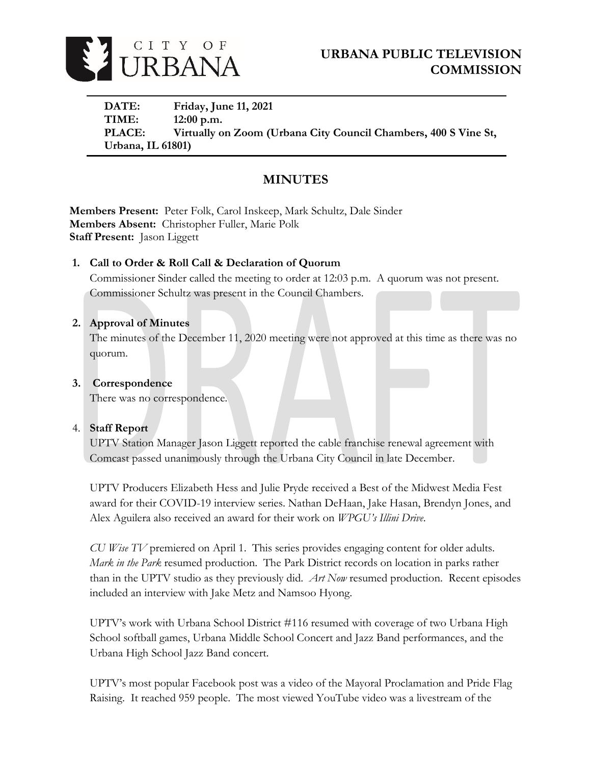# CITY OF URBANA

## URBANA PUBLIC TELEVISION COMMISSION

**DATE:** Friday, June 11, 2021
**TIME:** 12:00 p.m.
**PLACE:** Virtually on Zoom (Urbana City Council Chambers, 400 S Vine St, Urbana, IL 61801)

## MINUTES

**Members Present:** Peter Folk, Carol Inskeep, Mark Schultz, Dale Sinder
**Members Absent:** Christopher Fuller, Marie Polk
**Staff Present:** Jason Liggett

1. **Call to Order & Roll Call & Declaration of Quorum**

   Commissioner Sinder called the meeting to order at 12:03 p.m. A quorum was not present. Commissioner Schultz was present in the Council Chambers.

2. **Approval of Minutes**

   The minutes of the December 11, 2020 meeting were not approved at this time as there was no quorum.

3. **Correspondence**

   There was no correspondence.

4. **Staff Report**

   UPTV Station Manager Jason Liggett reported the cable franchise renewal agreement with Comcast passed unanimously through the Urbana City Council in late December.

   UPTV Producers Elizabeth Hess and Julie Pryde received a Best of the Midwest Media Fest award for their COVID-19 interview series. Nathan DeHaan, Jake Hasan, Brendyn Jones, and Alex Aguilera also received an award for their work on *WPGU's Illini Drive*.

   *CU Wise TV* premiered on April 1. This series provides engaging content for older adults. *Mark in the Park* resumed production. The Park District records on location in parks rather than in the UPTV studio as they previously did. *Art Now* resumed production. Recent episodes included an interview with Jake Metz and Namsoo Hyong.

   UPTV's work with Urbana School District #116 resumed with coverage of two Urbana High School softball games, Urbana Middle School Concert and Jazz Band performances, and the Urbana High School Jazz Band concert.

   UPTV's most popular Facebook post was a video of the Mayoral Proclamation and Pride Flag Raising. It reached 959 people. The most viewed YouTube video was a livestream of the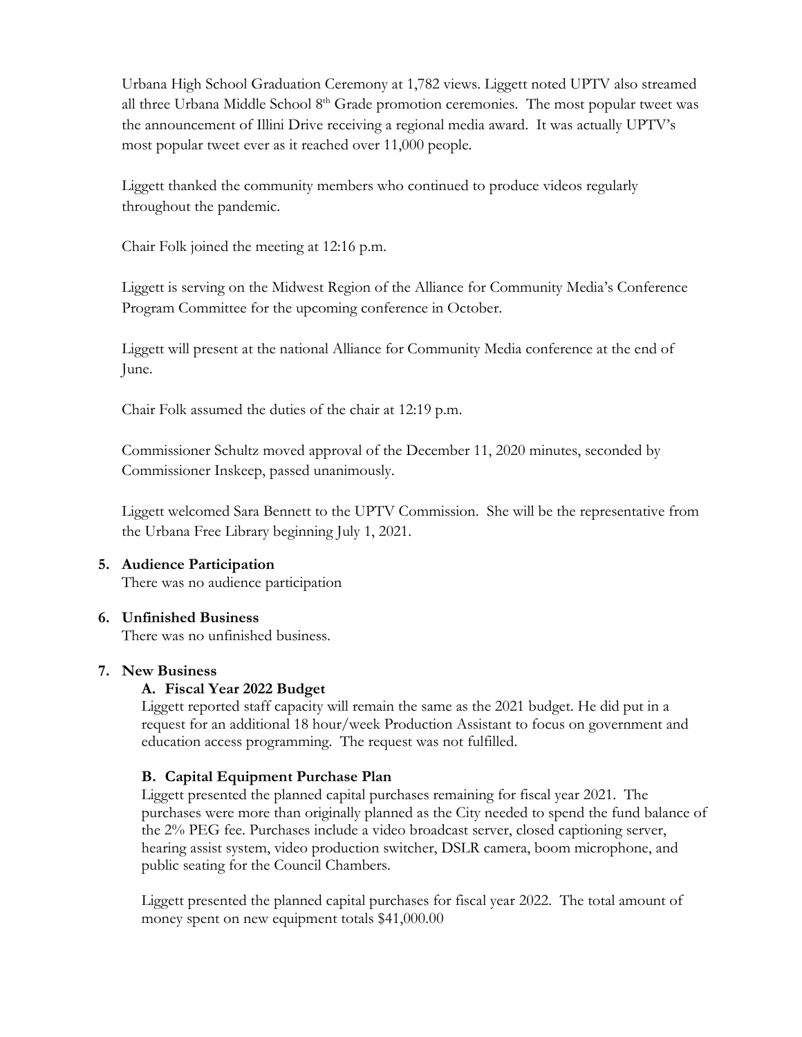Urbana High School Graduation Ceremony at 1,782 views. Liggett noted UPTV also streamed all three Urbana Middle School 8th Grade promotion ceremonies. The most popular tweet was the announcement of Illini Drive receiving a regional media award. It was actually UPTV's most popular tweet ever as it reached over 11,000 people.

Liggett thanked the community members who continued to produce videos regularly throughout the pandemic.

Chair Folk joined the meeting at 12:16 p.m.

Liggett is serving on the Midwest Region of the Alliance for Community Media's Conference Program Committee for the upcoming conference in October.

Liggett will present at the national Alliance for Community Media conference at the end of June.

Chair Folk assumed the duties of the chair at 12:19 p.m.

Commissioner Schultz moved approval of the December 11, 2020 minutes, seconded by Commissioner Inskeep, passed unanimously.

Liggett welcomed Sara Bennett to the UPTV Commission. She will be the representative from the Urbana Free Library beginning July 1, 2021.

**5. Audience Participation**

There was no audience participation

**6. Unfinished Business**

There was no unfinished business.

**7. New Business**

**A. Fiscal Year 2022 Budget**

Liggett reported staff capacity will remain the same as the 2021 budget. He did put in a request for an additional 18 hour/week Production Assistant to focus on government and education access programming. The request was not fulfilled.

**B. Capital Equipment Purchase Plan**

Liggett presented the planned capital purchases remaining for fiscal year 2021. The purchases were more than originally planned as the City needed to spend the fund balance of the 2% PEG fee. Purchases include a video broadcast server, closed captioning server, hearing assist system, video production switcher, DSLR camera, boom microphone, and public seating for the Council Chambers.

Liggett presented the planned capital purchases for fiscal year 2022. The total amount of money spent on new equipment totals $41,000.00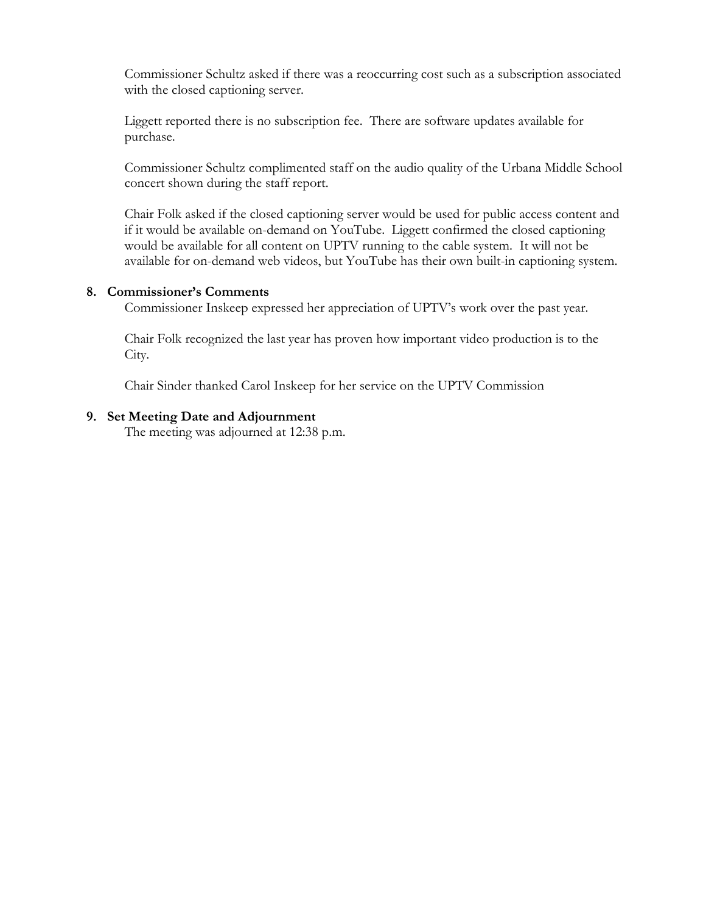Commissioner Schultz asked if there was a reoccurring cost such as a subscription associated with the closed captioning server.

Liggett reported there is no subscription fee. There are software updates available for purchase.

Commissioner Schultz complimented staff on the audio quality of the Urbana Middle School concert shown during the staff report.

Chair Folk asked if the closed captioning server would be used for public access content and if it would be available on-demand on YouTube. Liggett confirmed the closed captioning would be available for all content on UPTV running to the cable system. It will not be available for on-demand web videos, but YouTube has their own built-in captioning system.

**8. Commissioner's Comments**

Commissioner Inskeep expressed her appreciation of UPTV's work over the past year.

Chair Folk recognized the last year has proven how important video production is to the City.

Chair Sinder thanked Carol Inskeep for her service on the UPTV Commission

**9. Set Meeting Date and Adjournment**

The meeting was adjourned at 12:38 p.m.